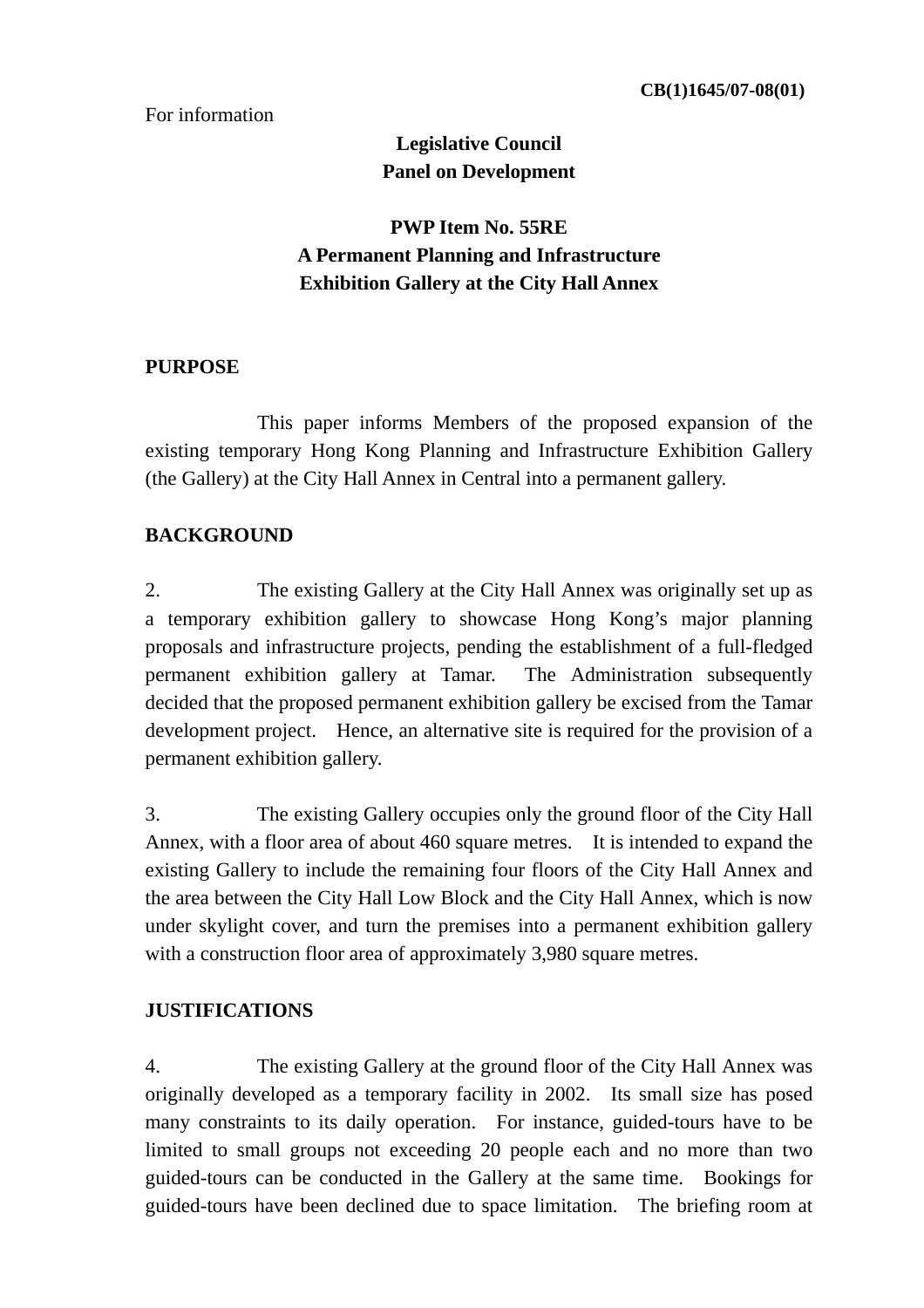CB(1)1645/07-08(01)

For information

**Legislative Council**
**Panel on Development**

**PWP Item No. 55RE**
**A Permanent Planning and Infrastructure Exhibition Gallery at the City Hall Annex**

## PURPOSE

This paper informs Members of the proposed expansion of the existing temporary Hong Kong Planning and Infrastructure Exhibition Gallery (the Gallery) at the City Hall Annex in Central into a permanent gallery.

## BACKGROUND

2. The existing Gallery at the City Hall Annex was originally set up as a temporary exhibition gallery to showcase Hong Kong's major planning proposals and infrastructure projects, pending the establishment of a full-fledged permanent exhibition gallery at Tamar. The Administration subsequently decided that the proposed permanent exhibition gallery be excised from the Tamar development project. Hence, an alternative site is required for the provision of a permanent exhibition gallery.

3. The existing Gallery occupies only the ground floor of the City Hall Annex, with a floor area of about 460 square metres. It is intended to expand the existing Gallery to include the remaining four floors of the City Hall Annex and the area between the City Hall Low Block and the City Hall Annex, which is now under skylight cover, and turn the premises into a permanent exhibition gallery with a construction floor area of approximately 3,980 square metres.

## JUSTIFICATIONS

4. The existing Gallery at the ground floor of the City Hall Annex was originally developed as a temporary facility in 2002. Its small size has posed many constraints to its daily operation. For instance, guided-tours have to be limited to small groups not exceeding 20 people each and no more than two guided-tours can be conducted in the Gallery at the same time. Bookings for guided-tours have been declined due to space limitation. The briefing room at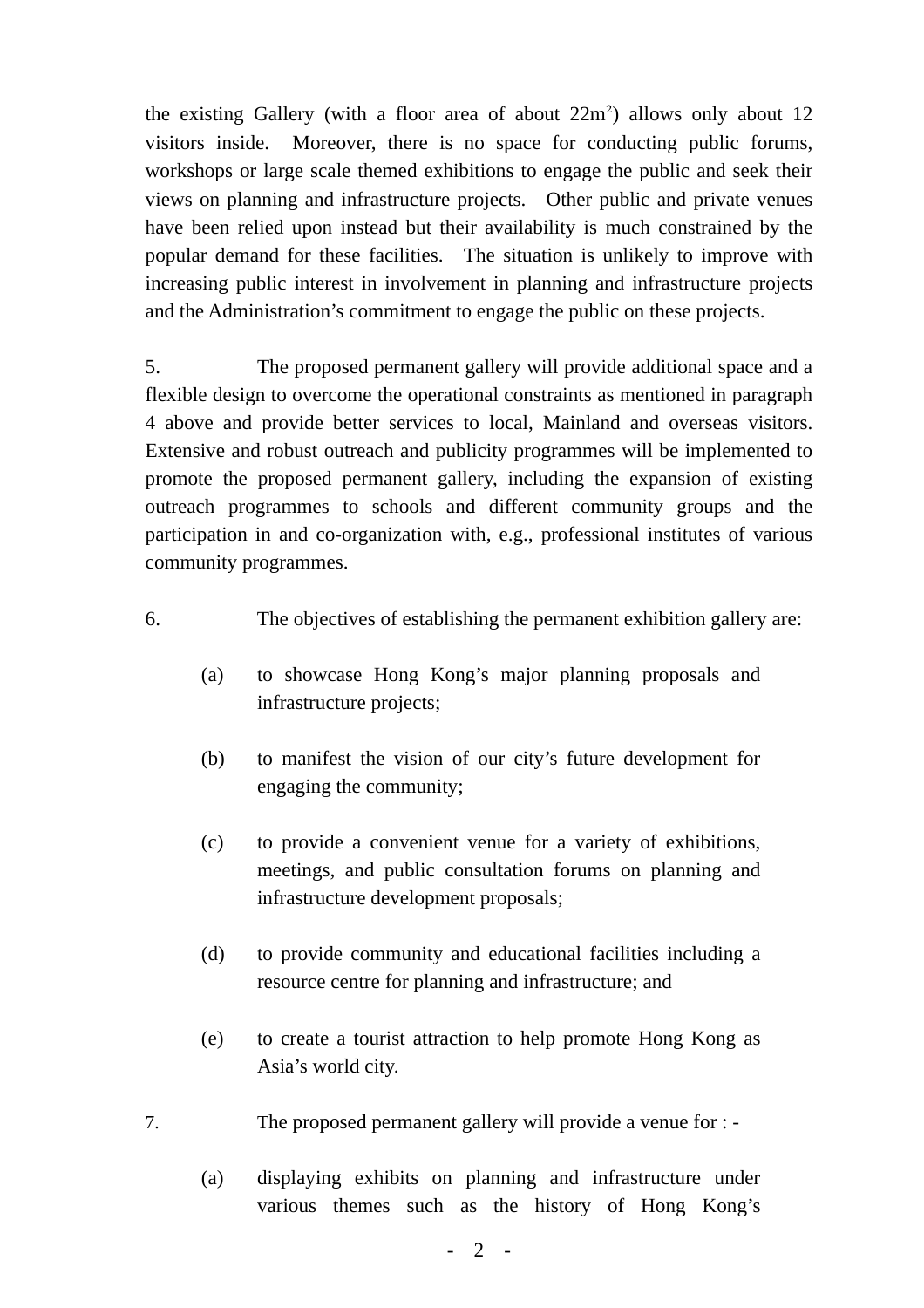the existing Gallery (with a floor area of about 22m$^2$) allows only about 12 visitors inside. Moreover, there is no space for conducting public forums, workshops or large scale themed exhibitions to engage the public and seek their views on planning and infrastructure projects. Other public and private venues have been relied upon instead but their availability is much constrained by the popular demand for these facilities. The situation is unlikely to improve with increasing public interest in involvement in planning and infrastructure projects and the Administration's commitment to engage the public on these projects.

5. The proposed permanent gallery will provide additional space and a flexible design to overcome the operational constraints as mentioned in paragraph 4 above and provide better services to local, Mainland and overseas visitors. Extensive and robust outreach and publicity programmes will be implemented to promote the proposed permanent gallery, including the expansion of existing outreach programmes to schools and different community groups and the participation in and co-organization with, e.g., professional institutes of various community programmes.

6. The objectives of establishing the permanent exhibition gallery are:

(a) to showcase Hong Kong's major planning proposals and infrastructure projects;

(b) to manifest the vision of our city's future development for engaging the community;

(c) to provide a convenient venue for a variety of exhibitions, meetings, and public consultation forums on planning and infrastructure development proposals;

(d) to provide community and educational facilities including a resource centre for planning and infrastructure; and

(e) to create a tourist attraction to help promote Hong Kong as Asia's world city.

7. The proposed permanent gallery will provide a venue for : -

(a) displaying exhibits on planning and infrastructure under various themes such as the history of Hong Kong's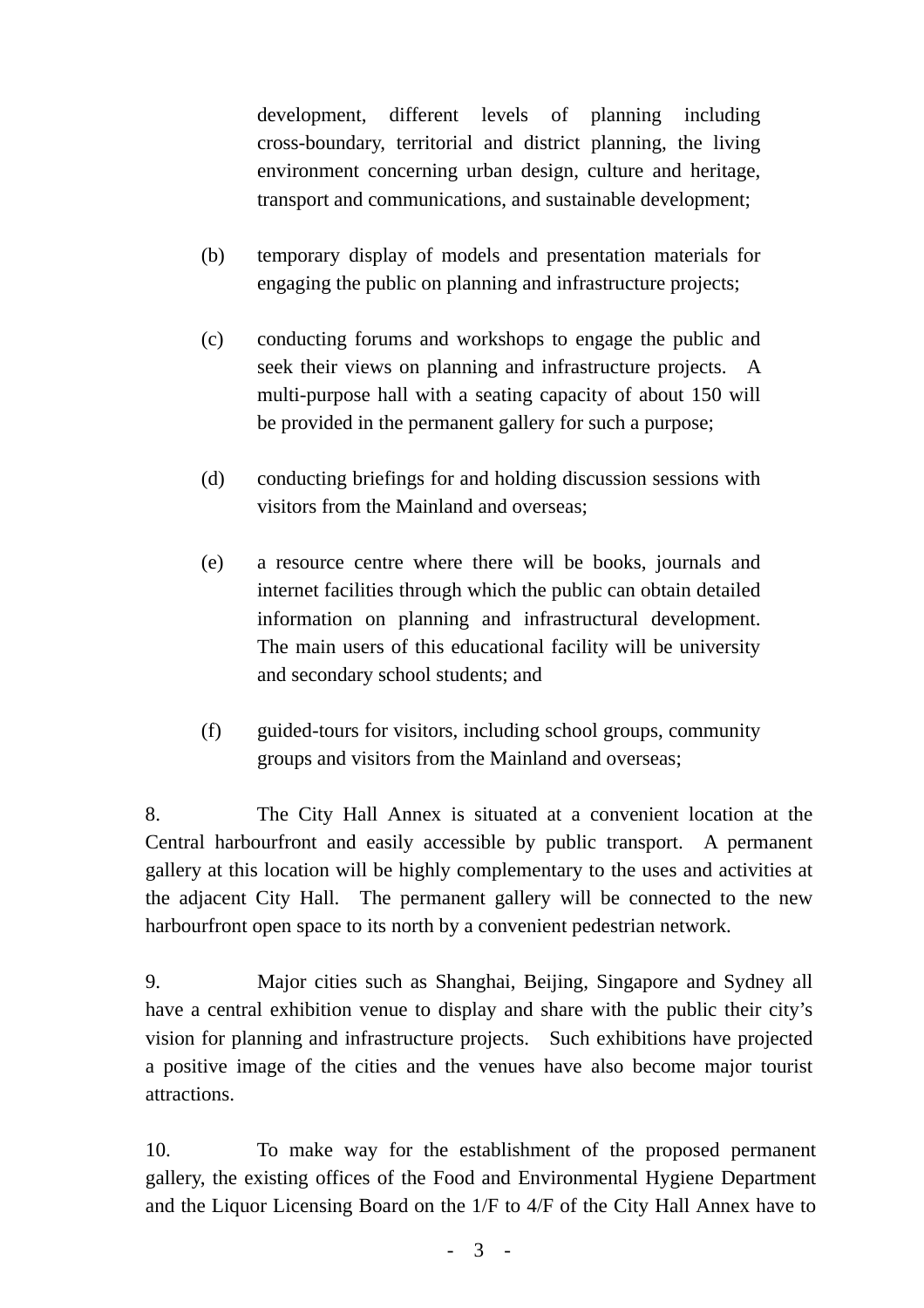development, different levels of planning including cross-boundary, territorial and district planning, the living environment concerning urban design, culture and heritage, transport and communications, and sustainable development;

(b) temporary display of models and presentation materials for engaging the public on planning and infrastructure projects;

(c) conducting forums and workshops to engage the public and seek their views on planning and infrastructure projects. A multi-purpose hall with a seating capacity of about 150 will be provided in the permanent gallery for such a purpose;

(d) conducting briefings for and holding discussion sessions with visitors from the Mainland and overseas;

(e) a resource centre where there will be books, journals and internet facilities through which the public can obtain detailed information on planning and infrastructural development. The main users of this educational facility will be university and secondary school students; and

(f) guided-tours for visitors, including school groups, community groups and visitors from the Mainland and overseas;

8. The City Hall Annex is situated at a convenient location at the Central harbourfront and easily accessible by public transport. A permanent gallery at this location will be highly complementary to the uses and activities at the adjacent City Hall. The permanent gallery will be connected to the new harbourfront open space to its north by a convenient pedestrian network.

9. Major cities such as Shanghai, Beijing, Singapore and Sydney all have a central exhibition venue to display and share with the public their city's vision for planning and infrastructure projects. Such exhibitions have projected a positive image of the cities and the venues have also become major tourist attractions.

10. To make way for the establishment of the proposed permanent gallery, the existing offices of the Food and Environmental Hygiene Department and the Liquor Licensing Board on the 1/F to 4/F of the City Hall Annex have to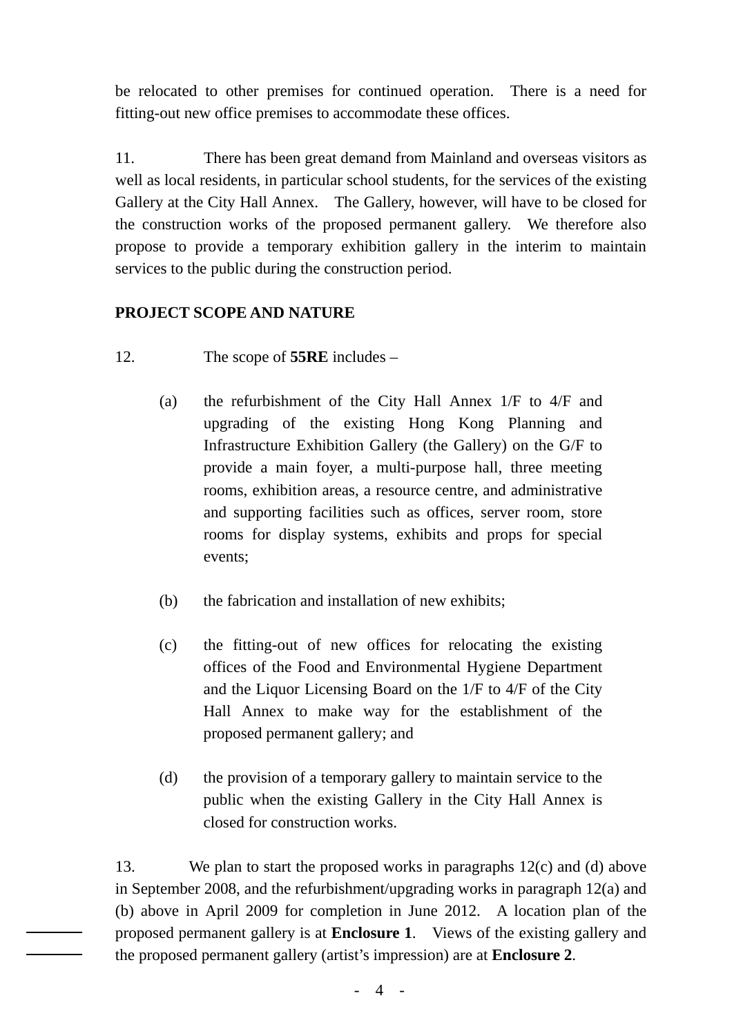be relocated to other premises for continued operation. There is a need for fitting-out new office premises to accommodate these offices.

11. There has been great demand from Mainland and overseas visitors as well as local residents, in particular school students, for the services of the existing Gallery at the City Hall Annex. The Gallery, however, will have to be closed for the construction works of the proposed permanent gallery. We therefore also propose to provide a temporary exhibition gallery in the interim to maintain services to the public during the construction period.

**PROJECT SCOPE AND NATURE**

12. The scope of **55RE** includes –

(a) the refurbishment of the City Hall Annex 1/F to 4/F and upgrading of the existing Hong Kong Planning and Infrastructure Exhibition Gallery (the Gallery) on the G/F to provide a main foyer, a multi-purpose hall, three meeting rooms, exhibition areas, a resource centre, and administrative and supporting facilities such as offices, server room, store rooms for display systems, exhibits and props for special events;

(b) the fabrication and installation of new exhibits;

(c) the fitting-out of new offices for relocating the existing offices of the Food and Environmental Hygiene Department and the Liquor Licensing Board on the 1/F to 4/F of the City Hall Annex to make way for the establishment of the proposed permanent gallery; and

(d) the provision of a temporary gallery to maintain service to the public when the existing Gallery in the City Hall Annex is closed for construction works.

13. We plan to start the proposed works in paragraphs 12(c) and (d) above in September 2008, and the refurbishment/upgrading works in paragraph 12(a) and (b) above in April 2009 for completion in June 2012. A location plan of the proposed permanent gallery is at **Enclosure 1**. Views of the existing gallery and the proposed permanent gallery (artist's impression) are at **Enclosure 2**.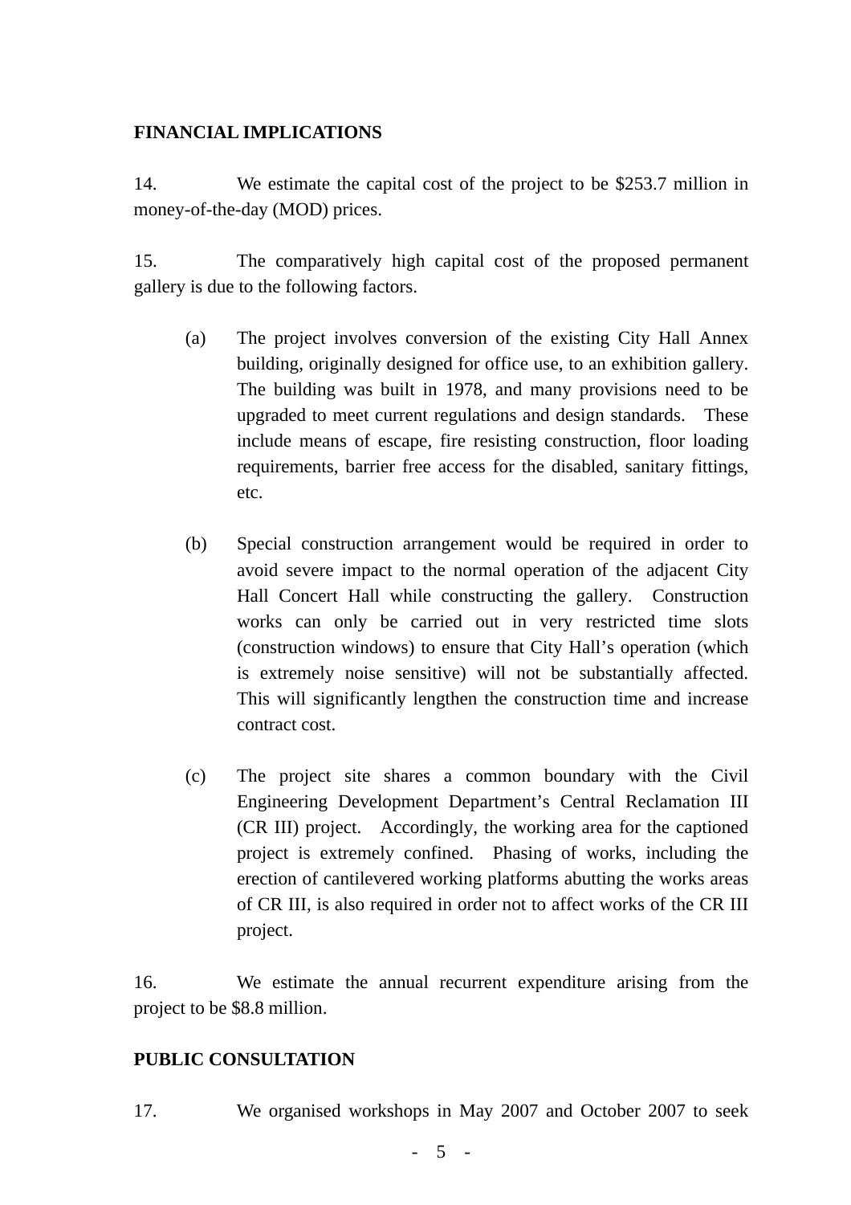**FINANCIAL IMPLICATIONS**

14. We estimate the capital cost of the project to be $253.7 million in money-of-the-day (MOD) prices.

15. The comparatively high capital cost of the proposed permanent gallery is due to the following factors.

(a) The project involves conversion of the existing City Hall Annex building, originally designed for office use, to an exhibition gallery. The building was built in 1978, and many provisions need to be upgraded to meet current regulations and design standards. These include means of escape, fire resisting construction, floor loading requirements, barrier free access for the disabled, sanitary fittings, etc.

(b) Special construction arrangement would be required in order to avoid severe impact to the normal operation of the adjacent City Hall Concert Hall while constructing the gallery. Construction works can only be carried out in very restricted time slots (construction windows) to ensure that City Hall's operation (which is extremely noise sensitive) will not be substantially affected. This will significantly lengthen the construction time and increase contract cost.

(c) The project site shares a common boundary with the Civil Engineering Development Department's Central Reclamation III (CR III) project. Accordingly, the working area for the captioned project is extremely confined. Phasing of works, including the erection of cantilevered working platforms abutting the works areas of CR III, is also required in order not to affect works of the CR III project.

16. We estimate the annual recurrent expenditure arising from the project to be $8.8 million.

**PUBLIC CONSULTATION**

17. We organised workshops in May 2007 and October 2007 to seek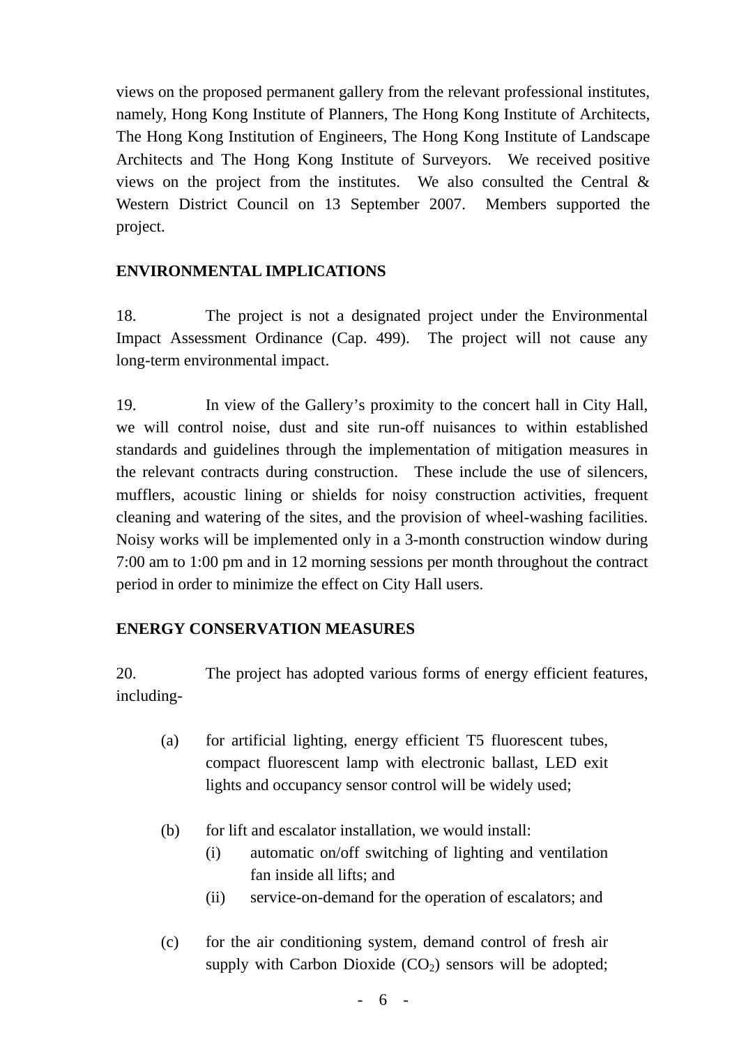views on the proposed permanent gallery from the relevant professional institutes, namely, Hong Kong Institute of Planners, The Hong Kong Institute of Architects, The Hong Kong Institution of Engineers, The Hong Kong Institute of Landscape Architects and The Hong Kong Institute of Surveyors. We received positive views on the project from the institutes. We also consulted the Central & Western District Council on 13 September 2007. Members supported the project.

## ENVIRONMENTAL IMPLICATIONS

18. The project is not a designated project under the Environmental Impact Assessment Ordinance (Cap. 499). The project will not cause any long-term environmental impact.

19. In view of the Gallery's proximity to the concert hall in City Hall, we will control noise, dust and site run-off nuisances to within established standards and guidelines through the implementation of mitigation measures in the relevant contracts during construction. These include the use of silencers, mufflers, acoustic lining or shields for noisy construction activities, frequent cleaning and watering of the sites, and the provision of wheel-washing facilities. Noisy works will be implemented only in a 3-month construction window during 7:00 am to 1:00 pm and in 12 morning sessions per month throughout the contract period in order to minimize the effect on City Hall users.

## ENERGY CONSERVATION MEASURES

20. The project has adopted various forms of energy efficient features, including-

- (a) for artificial lighting, energy efficient T5 fluorescent tubes, compact fluorescent lamp with electronic ballast, LED exit lights and occupancy sensor control will be widely used;

- (b) for lift and escalator installation, we would install:
  - (i) automatic on/off switching of lighting and ventilation fan inside all lifts; and
  - (ii) service-on-demand for the operation of escalators; and

- (c) for the air conditioning system, demand control of fresh air supply with Carbon Dioxide ($CO_2$) sensors will be adopted;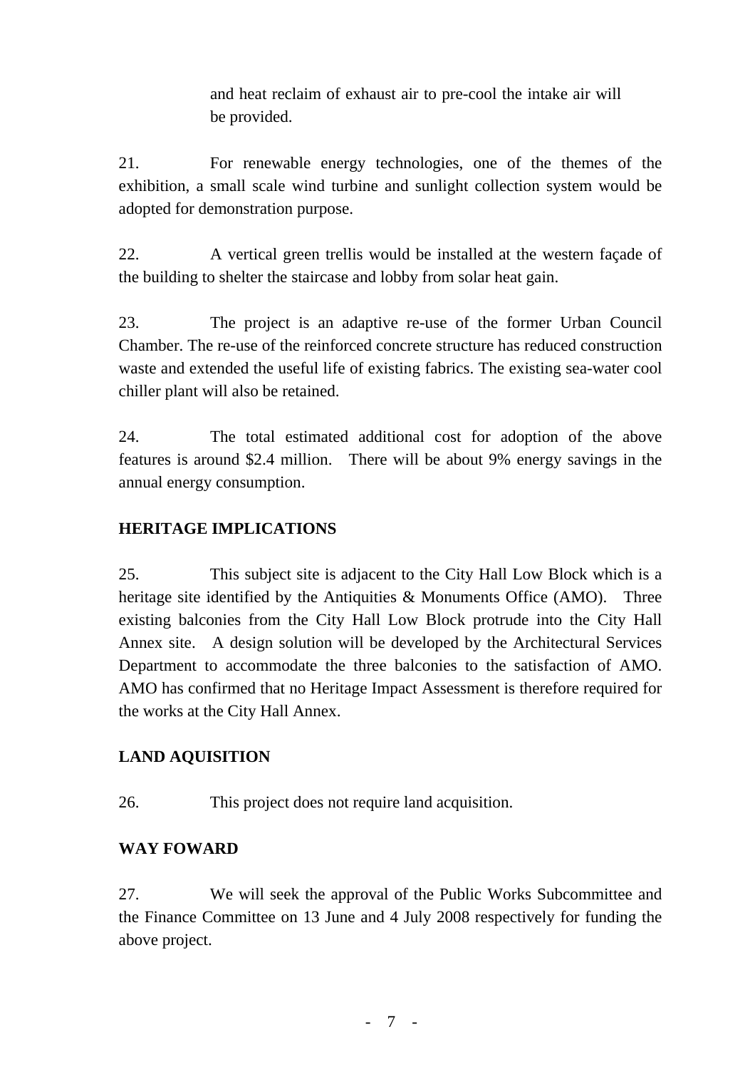and heat reclaim of exhaust air to pre-cool the intake air will be provided.

21. For renewable energy technologies, one of the themes of the exhibition, a small scale wind turbine and sunlight collection system would be adopted for demonstration purpose.

22. A vertical green trellis would be installed at the western façade of the building to shelter the staircase and lobby from solar heat gain.

23. The project is an adaptive re-use of the former Urban Council Chamber. The re-use of the reinforced concrete structure has reduced construction waste and extended the useful life of existing fabrics. The existing sea-water cool chiller plant will also be retained.

24. The total estimated additional cost for adoption of the above features is around $2.4 million. There will be about 9% energy savings in the annual energy consumption.

**HERITAGE IMPLICATIONS**

25. This subject site is adjacent to the City Hall Low Block which is a heritage site identified by the Antiquities & Monuments Office (AMO). Three existing balconies from the City Hall Low Block protrude into the City Hall Annex site. A design solution will be developed by the Architectural Services Department to accommodate the three balconies to the satisfaction of AMO. AMO has confirmed that no Heritage Impact Assessment is therefore required for the works at the City Hall Annex.

**LAND AQUISITION**

26. This project does not require land acquisition.

**WAY FOWARD**

27. We will seek the approval of the Public Works Subcommittee and the Finance Committee on 13 June and 4 July 2008 respectively for funding the above project.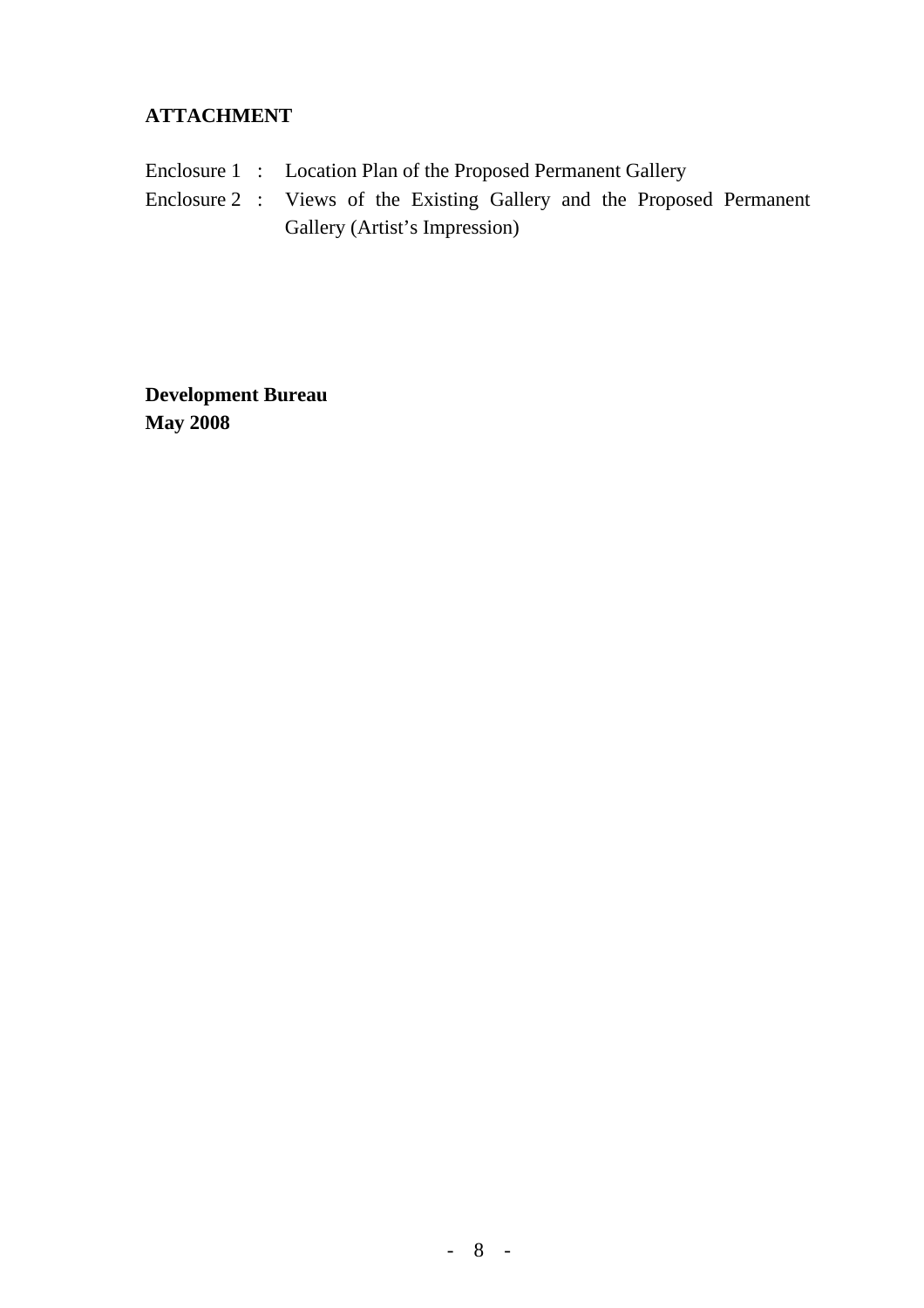**ATTACHMENT**

Enclosure 1 : Location Plan of the Proposed Permanent Gallery

Enclosure 2 : Views of the Existing Gallery and the Proposed Permanent Gallery (Artist's Impression)

**Development Bureau**
**May 2008**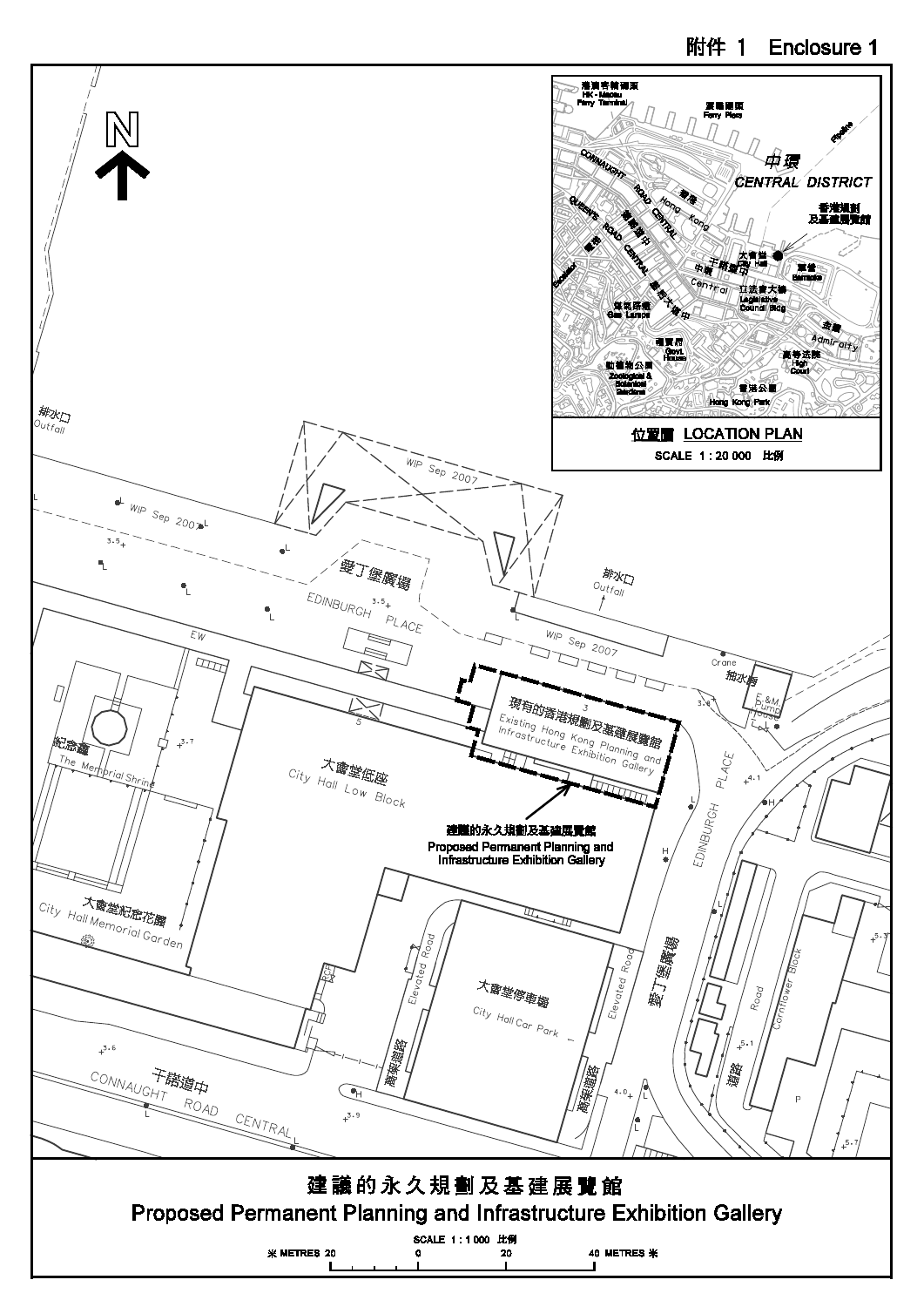附件 1 Enclosure 1

**位置圖 LOCATION PLAN**

SCALE 1 : 20 000 比例

# 建議的永久規劃及基建展覽館

# Proposed Permanent Planning and Infrastructure Exhibition Gallery

SCALE 1 : 1 000 比例

米 METRES 20 0 20 40 METRES 米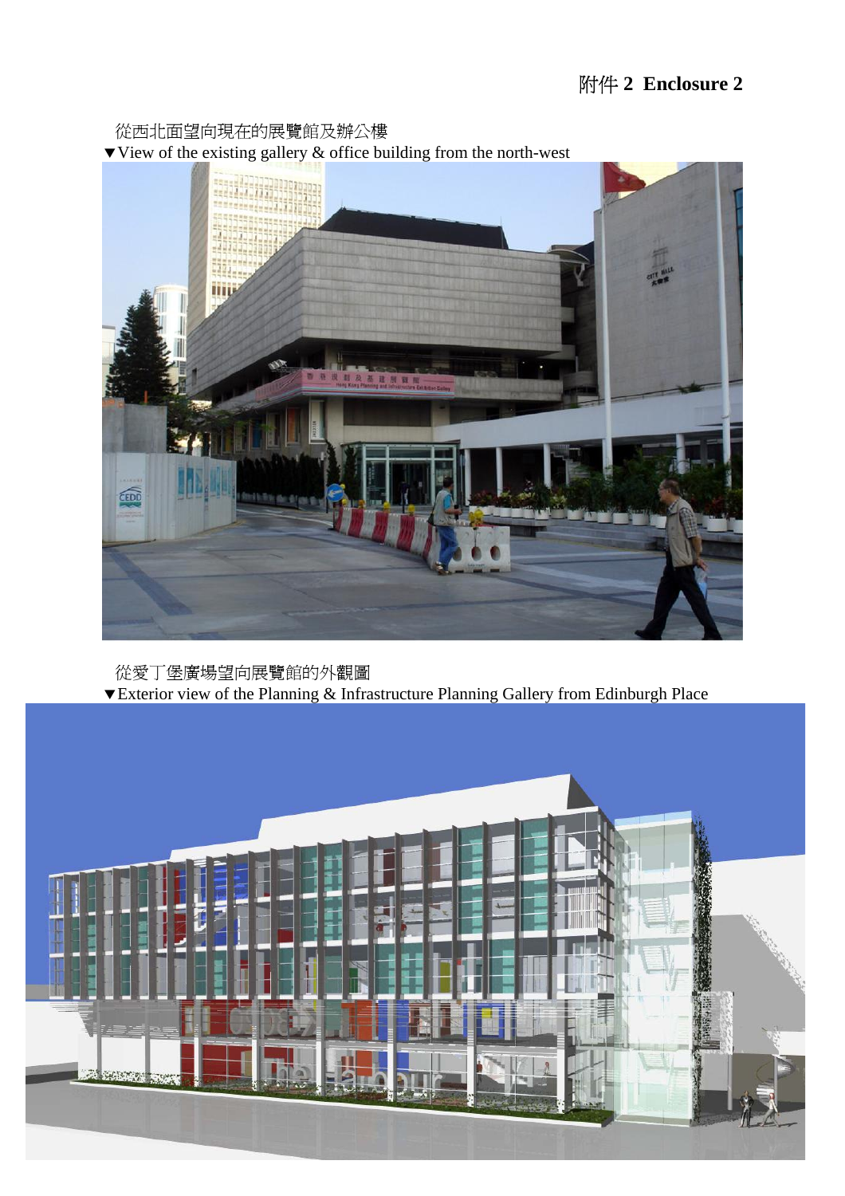# 附件 2 Enclosure 2

從西北面望向現在的展覽館及辦公樓

▼View of the existing gallery & office building from the north-west

從愛丁堡廣場望向展覽館的外觀圖

▼Exterior view of the Planning & Infrastructure Planning Gallery from Edinburgh Place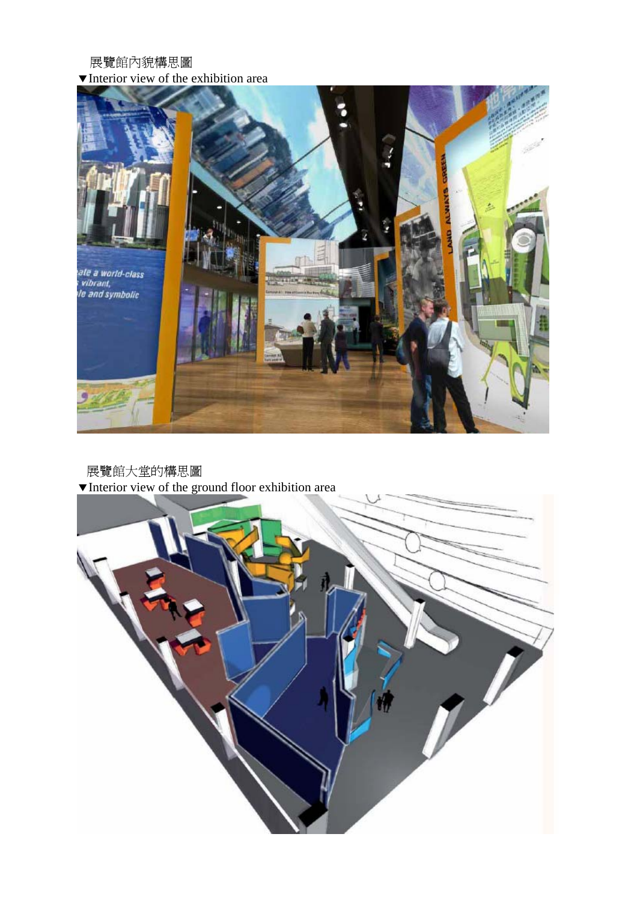展覽館內貌構思圖

▼Interior view of the exhibition area

展覽館大堂的構思圖

▼Interior view of the ground floor exhibition area